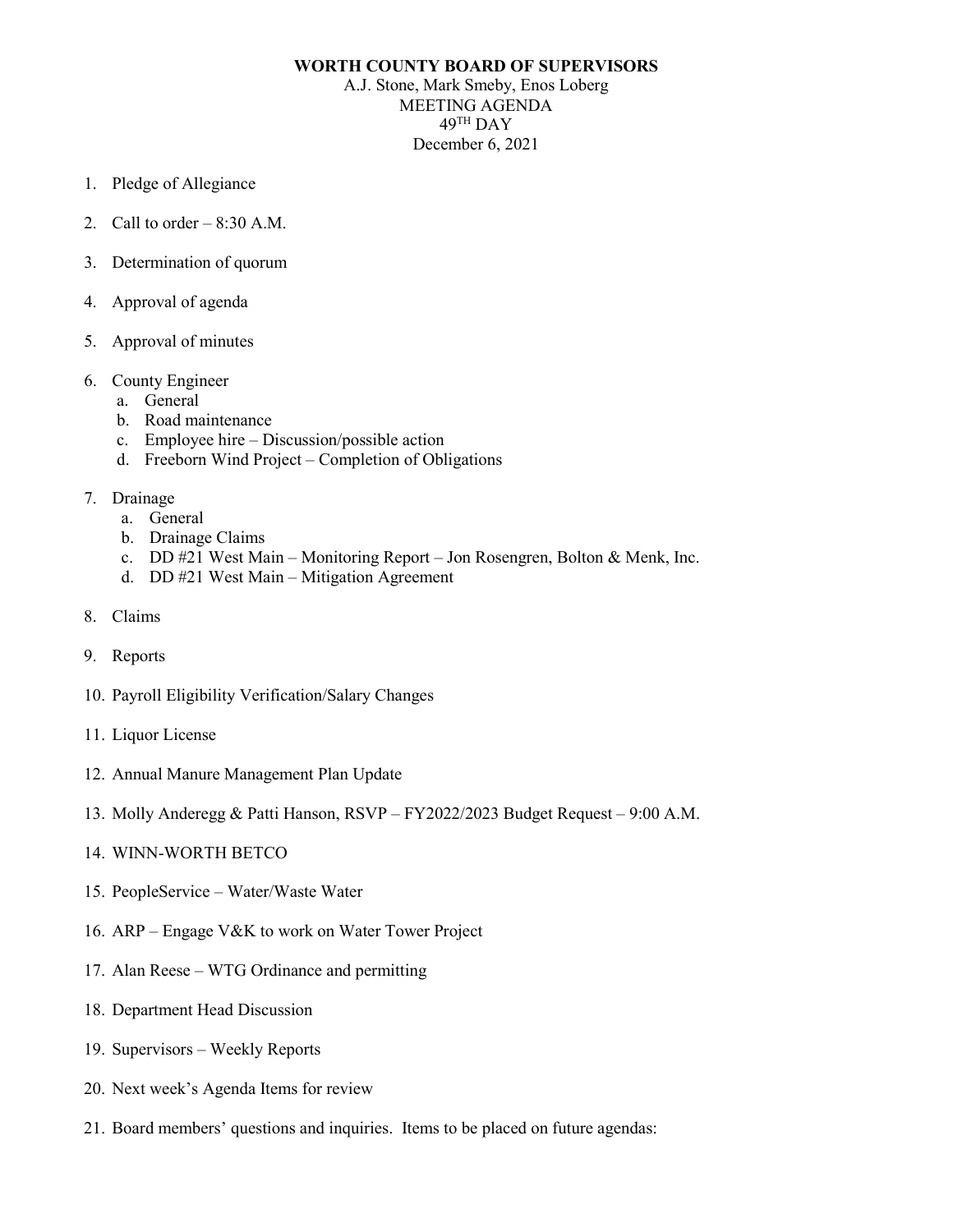**WORTH COUNTY BOARD OF SUPERVISORS**
A.J. Stone, Mark Smeby, Enos Loberg
MEETING AGENDA
49TH DAY
December 6, 2021

1. Pledge of Allegiance
2. Call to order – 8:30 A.M.
3. Determination of quorum
4. Approval of agenda
5. Approval of minutes
6. County Engineer
   a. General
   b. Road maintenance
   c. Employee hire – Discussion/possible action
   d. Freeborn Wind Project – Completion of Obligations
7. Drainage
   a. General
   b. Drainage Claims
   c. DD #21 West Main – Monitoring Report – Jon Rosengren, Bolton & Menk, Inc.
   d. DD #21 West Main – Mitigation Agreement
8. Claims
9. Reports
10. Payroll Eligibility Verification/Salary Changes
11. Liquor License
12. Annual Manure Management Plan Update
13. Molly Anderegg & Patti Hanson, RSVP – FY2022/2023 Budget Request – 9:00 A.M.
14. WINN-WORTH BETCO
15. PeopleService – Water/Waste Water
16. ARP – Engage V&K to work on Water Tower Project
17. Alan Reese – WTG Ordinance and permitting
18. Department Head Discussion
19. Supervisors – Weekly Reports
20. Next week's Agenda Items for review
21. Board members' questions and inquiries. Items to be placed on future agendas: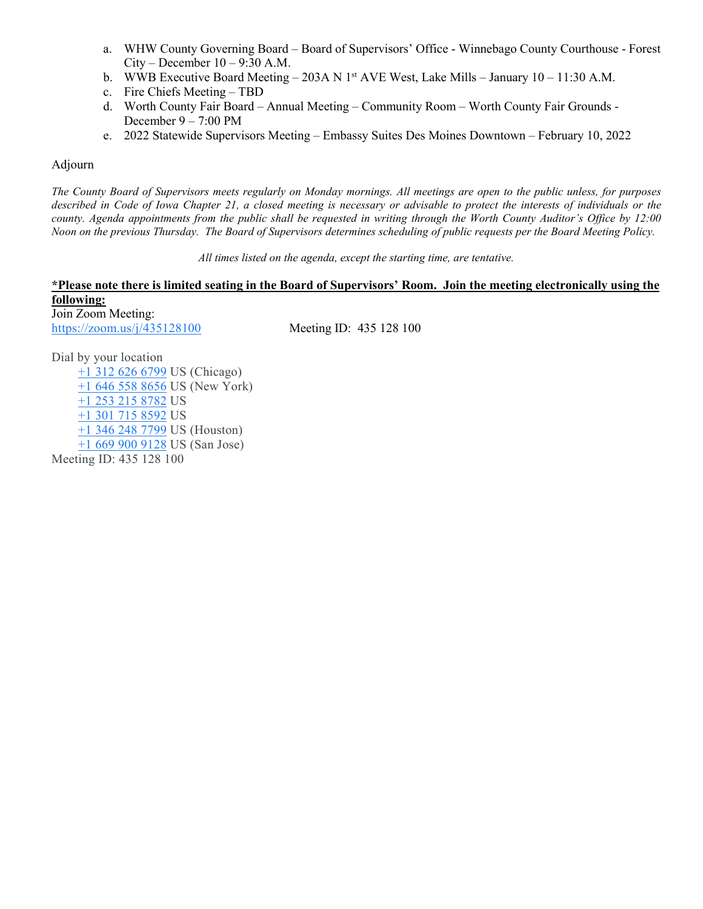a. WHW County Governing Board – Board of Supervisors' Office - Winnebago County Courthouse - Forest City – December 10 – 9:30 A.M.
b. WWB Executive Board Meeting – 203A N 1st AVE West, Lake Mills – January 10 – 11:30 A.M.
c. Fire Chiefs Meeting – TBD
d. Worth County Fair Board – Annual Meeting – Community Room – Worth County Fair Grounds - December 9 – 7:00 PM
e. 2022 Statewide Supervisors Meeting – Embassy Suites Des Moines Downtown – February 10, 2022

Adjourn

*The County Board of Supervisors meets regularly on Monday mornings. All meetings are open to the public unless, for purposes described in Code of Iowa Chapter 21, a closed meeting is necessary or advisable to protect the interests of individuals or the county. Agenda appointments from the public shall be requested in writing through the Worth County Auditor's Office by 12:00 Noon on the previous Thursday. The Board of Supervisors determines scheduling of public requests per the Board Meeting Policy.*

*All times listed on the agenda, except the starting time, are tentative.*

**\*Please note there is limited seating in the Board of Supervisors' Room. Join the meeting electronically using the following:**

Join Zoom Meeting:
https://zoom.us/j/435128100 Meeting ID: 435 128 100

Dial by your location
+1 312 626 6799 US (Chicago)
+1 646 558 8656 US (New York)
+1 253 215 8782 US
+1 301 715 8592 US
+1 346 248 7799 US (Houston)
+1 669 900 9128 US (San Jose)
Meeting ID: 435 128 100